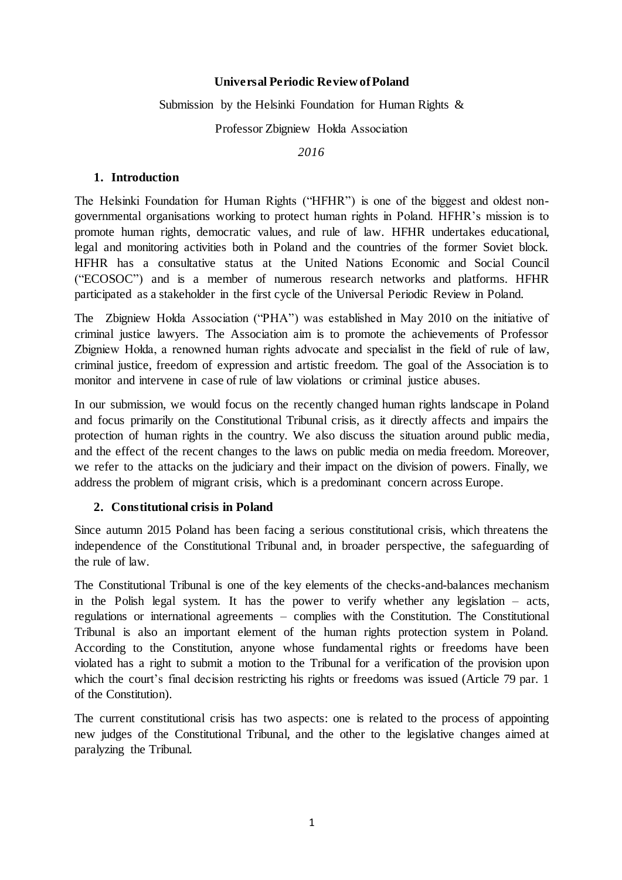**Universal Periodic Review of Poland**

Submission by the Helsinki Foundation for Human Rights &

Professor Zbigniew Hołda Association

*2016*

## 1. Introduction

The Helsinki Foundation for Human Rights ("HFHR") is one of the biggest and oldest non-governmental organisations working to protect human rights in Poland. HFHR's mission is to promote human rights, democratic values, and rule of law. HFHR undertakes educational, legal and monitoring activities both in Poland and the countries of the former Soviet block. HFHR has a consultative status at the United Nations Economic and Social Council ("ECOSOC") and is a member of numerous research networks and platforms. HFHR participated as a stakeholder in the first cycle of the Universal Periodic Review in Poland.

The Zbigniew Hołda Association ("PHA") was established in May 2010 on the initiative of criminal justice lawyers. The Association aim is to promote the achievements of Professor Zbigniew Hołda, a renowned human rights advocate and specialist in the field of rule of law, criminal justice, freedom of expression and artistic freedom. The goal of the Association is to monitor and intervene in case of rule of law violations or criminal justice abuses.

In our submission, we would focus on the recently changed human rights landscape in Poland and focus primarily on the Constitutional Tribunal crisis, as it directly affects and impairs the protection of human rights in the country. We also discuss the situation around public media, and the effect of the recent changes to the laws on public media on media freedom. Moreover, we refer to the attacks on the judiciary and their impact on the division of powers. Finally, we address the problem of migrant crisis, which is a predominant concern across Europe.

## 2. Constitutional crisis in Poland

Since autumn 2015 Poland has been facing a serious constitutional crisis, which threatens the independence of the Constitutional Tribunal and, in broader perspective, the safeguarding of the rule of law.

The Constitutional Tribunal is one of the key elements of the checks-and-balances mechanism in the Polish legal system. It has the power to verify whether any legislation – acts, regulations or international agreements – complies with the Constitution. The Constitutional Tribunal is also an important element of the human rights protection system in Poland. According to the Constitution, anyone whose fundamental rights or freedoms have been violated has a right to submit a motion to the Tribunal for a verification of the provision upon which the court's final decision restricting his rights or freedoms was issued (Article 79 par. 1 of the Constitution).

The current constitutional crisis has two aspects: one is related to the process of appointing new judges of the Constitutional Tribunal, and the other to the legislative changes aimed at paralyzing the Tribunal.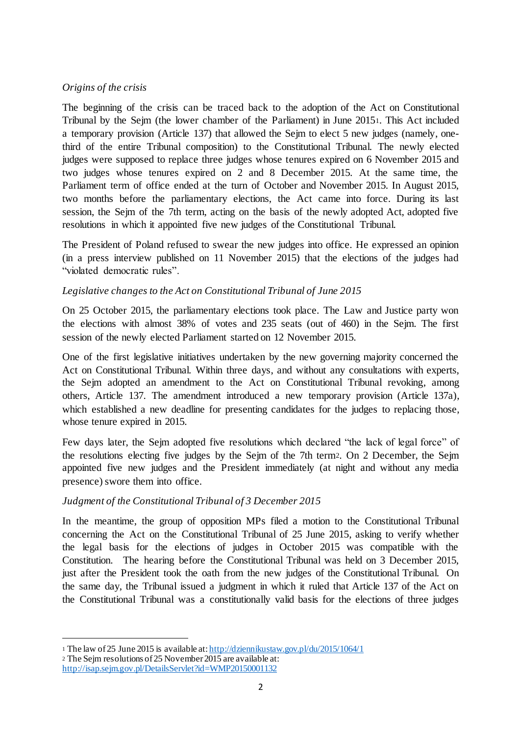*Origins of the crisis*

The beginning of the crisis can be traced back to the adoption of the Act on Constitutional Tribunal by the Sejm (the lower chamber of the Parliament) in June 2015[1]. This Act included a temporary provision (Article 137) that allowed the Sejm to elect 5 new judges (namely, one-third of the entire Tribunal composition) to the Constitutional Tribunal. The newly elected judges were supposed to replace three judges whose tenures expired on 6 November 2015 and two judges whose tenures expired on 2 and 8 December 2015. At the same time, the Parliament term of office ended at the turn of October and November 2015. In August 2015, two months before the parliamentary elections, the Act came into force. During its last session, the Sejm of the 7th term, acting on the basis of the newly adopted Act, adopted five resolutions in which it appointed five new judges of the Constitutional Tribunal.

The President of Poland refused to swear the new judges into office. He expressed an opinion (in a press interview published on 11 November 2015) that the elections of the judges had "violated democratic rules".

*Legislative changes to the Act on Constitutional Tribunal of June 2015*

On 25 October 2015, the parliamentary elections took place. The Law and Justice party won the elections with almost 38% of votes and 235 seats (out of 460) in the Sejm. The first session of the newly elected Parliament started on 12 November 2015.

One of the first legislative initiatives undertaken by the new governing majority concerned the Act on Constitutional Tribunal. Within three days, and without any consultations with experts, the Sejm adopted an amendment to the Act on Constitutional Tribunal revoking, among others, Article 137. The amendment introduced a new temporary provision (Article 137a), which established a new deadline for presenting candidates for the judges to replacing those, whose tenure expired in 2015.

Few days later, the Sejm adopted five resolutions which declared "the lack of legal force" of the resolutions electing five judges by the Sejm of the 7th term[2]. On 2 December, the Sejm appointed five new judges and the President immediately (at night and without any media presence) swore them into office.

*Judgment of the Constitutional Tribunal of 3 December 2015*

In the meantime, the group of opposition MPs filed a motion to the Constitutional Tribunal concerning the Act on the Constitutional Tribunal of 25 June 2015, asking to verify whether the legal basis for the elections of judges in October 2015 was compatible with the Constitution. The hearing before the Constitutional Tribunal was held on 3 December 2015, just after the President took the oath from the new judges of the Constitutional Tribunal. On the same day, the Tribunal issued a judgment in which it ruled that Article 137 of the Act on the Constitutional Tribunal was a constitutionally valid basis for the elections of three judges

---

[1] The law of 25 June 2015 is available at: http://dziennikustaw.gov.pl/du/2015/1064/1

[2] The Sejm resolutions of 25 November 2015 are available at: http://isap.sejm.gov.pl/DetailsServlet?id=WMP20150001132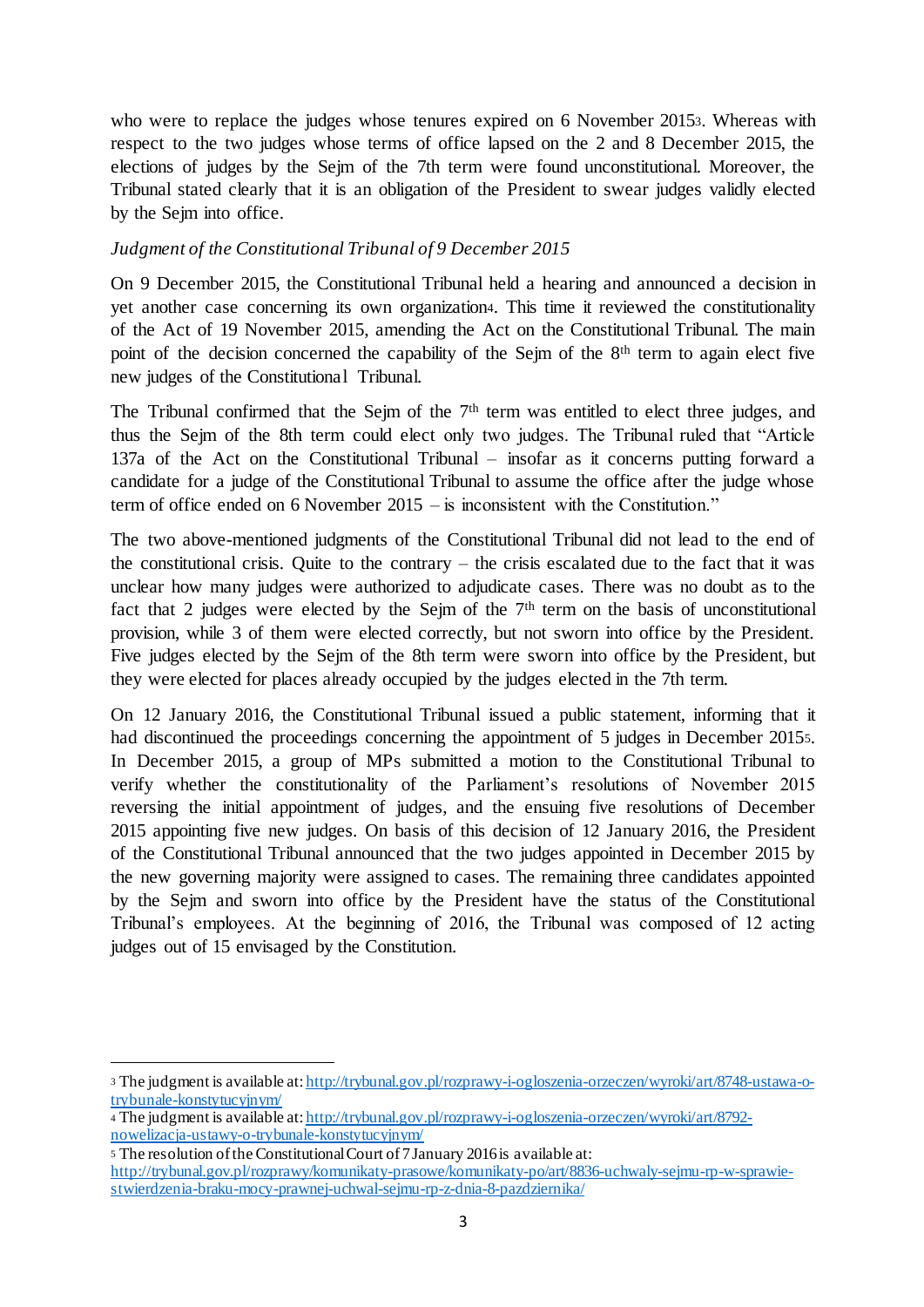who were to replace the judges whose tenures expired on 6 November 2015[3]. Whereas with respect to the two judges whose terms of office lapsed on the 2 and 8 December 2015, the elections of judges by the Sejm of the 7th term were found unconstitutional. Moreover, the Tribunal stated clearly that it is an obligation of the President to swear judges validly elected by the Sejm into office.

*Judgment of the Constitutional Tribunal of 9 December 2015*

On 9 December 2015, the Constitutional Tribunal held a hearing and announced a decision in yet another case concerning its own organization[4]. This time it reviewed the constitutionality of the Act of 19 November 2015, amending the Act on the Constitutional Tribunal. The main point of the decision concerned the capability of the Sejm of the 8th term to again elect five new judges of the Constitutional Tribunal.

The Tribunal confirmed that the Sejm of the 7th term was entitled to elect three judges, and thus the Sejm of the 8th term could elect only two judges. The Tribunal ruled that "Article 137a of the Act on the Constitutional Tribunal – insofar as it concerns putting forward a candidate for a judge of the Constitutional Tribunal to assume the office after the judge whose term of office ended on 6 November 2015 – is inconsistent with the Constitution."

The two above-mentioned judgments of the Constitutional Tribunal did not lead to the end of the constitutional crisis. Quite to the contrary – the crisis escalated due to the fact that it was unclear how many judges were authorized to adjudicate cases. There was no doubt as to the fact that 2 judges were elected by the Sejm of the 7th term on the basis of unconstitutional provision, while 3 of them were elected correctly, but not sworn into office by the President. Five judges elected by the Sejm of the 8th term were sworn into office by the President, but they were elected for places already occupied by the judges elected in the 7th term.

On 12 January 2016, the Constitutional Tribunal issued a public statement, informing that it had discontinued the proceedings concerning the appointment of 5 judges in December 2015[5]. In December 2015, a group of MPs submitted a motion to the Constitutional Tribunal to verify whether the constitutionality of the Parliament's resolutions of November 2015 reversing the initial appointment of judges, and the ensuing five resolutions of December 2015 appointing five new judges. On basis of this decision of 12 January 2016, the President of the Constitutional Tribunal announced that the two judges appointed in December 2015 by the new governing majority were assigned to cases. The remaining three candidates appointed by the Sejm and sworn into office by the President have the status of the Constitutional Tribunal's employees. At the beginning of 2016, the Tribunal was composed of 12 acting judges out of 15 envisaged by the Constitution.

---

[3] The judgment is available at: http://trybunal.gov.pl/rozprawy-i-ogloszenia-orzeczen/wyroki/art/8748-ustawa-o-trybunale-konstytucyjnym/

[4] The judgment is available at: http://trybunal.gov.pl/rozprawy-i-ogloszenia-orzeczen/wyroki/art/8792-nowelizacja-ustawy-o-trybunale-konstytucyjnym/

[5] The resolution of the Constitutional Court of 7 January 2016 is available at: http://trybunal.gov.pl/rozprawy/komunikaty-prasowe/komunikaty-po/art/8836-uchwaly-sejmu-rp-w-sprawie-stwierdzenia-braku-mocy-prawnej-uchwal-sejmu-rp-z-dnia-8-pazdziernika/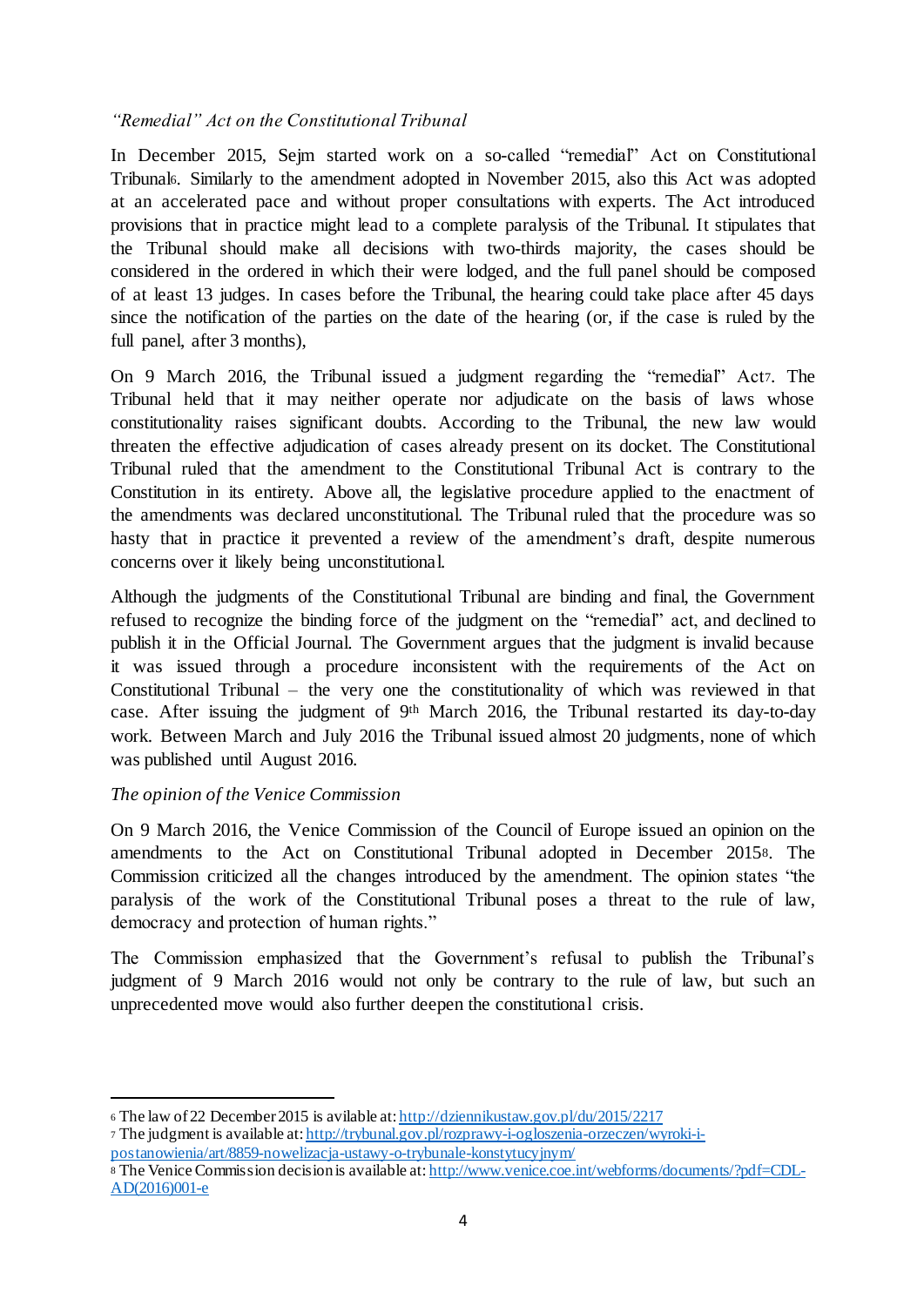*"Remedial" Act on the Constitutional Tribunal*

In December 2015, Sejm started work on a so-called "remedial" Act on Constitutional Tribunal[6]. Similarly to the amendment adopted in November 2015, also this Act was adopted at an accelerated pace and without proper consultations with experts. The Act introduced provisions that in practice might lead to a complete paralysis of the Tribunal. It stipulates that the Tribunal should make all decisions with two-thirds majority, the cases should be considered in the ordered in which their were lodged, and the full panel should be composed of at least 13 judges. In cases before the Tribunal, the hearing could take place after 45 days since the notification of the parties on the date of the hearing (or, if the case is ruled by the full panel, after 3 months),

On 9 March 2016, the Tribunal issued a judgment regarding the "remedial" Act[7]. The Tribunal held that it may neither operate nor adjudicate on the basis of laws whose constitutionality raises significant doubts. According to the Tribunal, the new law would threaten the effective adjudication of cases already present on its docket. The Constitutional Tribunal ruled that the amendment to the Constitutional Tribunal Act is contrary to the Constitution in its entirety. Above all, the legislative procedure applied to the enactment of the amendments was declared unconstitutional. The Tribunal ruled that the procedure was so hasty that in practice it prevented a review of the amendment's draft, despite numerous concerns over it likely being unconstitutional.

Although the judgments of the Constitutional Tribunal are binding and final, the Government refused to recognize the binding force of the judgment on the "remedial" act, and declined to publish it in the Official Journal. The Government argues that the judgment is invalid because it was issued through a procedure inconsistent with the requirements of the Act on Constitutional Tribunal – the very one the constitutionality of which was reviewed in that case. After issuing the judgment of 9th March 2016, the Tribunal restarted its day-to-day work. Between March and July 2016 the Tribunal issued almost 20 judgments, none of which was published until August 2016.

*The opinion of the Venice Commission*

On 9 March 2016, the Venice Commission of the Council of Europe issued an opinion on the amendments to the Act on Constitutional Tribunal adopted in December 2015[8]. The Commission criticized all the changes introduced by the amendment. The opinion states "the paralysis of the work of the Constitutional Tribunal poses a threat to the rule of law, democracy and protection of human rights."

The Commission emphasized that the Government's refusal to publish the Tribunal's judgment of 9 March 2016 would not only be contrary to the rule of law, but such an unprecedented move would also further deepen the constitutional crisis.

---

[6] The law of 22 December 2015 is avilable at: http://dziennikustaw.gov.pl/du/2015/2217

[7] The judgment is available at: http://trybunal.gov.pl/rozprawy-i-ogloszenia-orzeczen/wyroki-i-postanowienia/art/8859-nowelizacja-ustawy-o-trybunale-konstytucyjnym/

[8] The Venice Commission decision is available at: http://www.venice.coe.int/webforms/documents/?pdf=CDL-AD(2016)001-e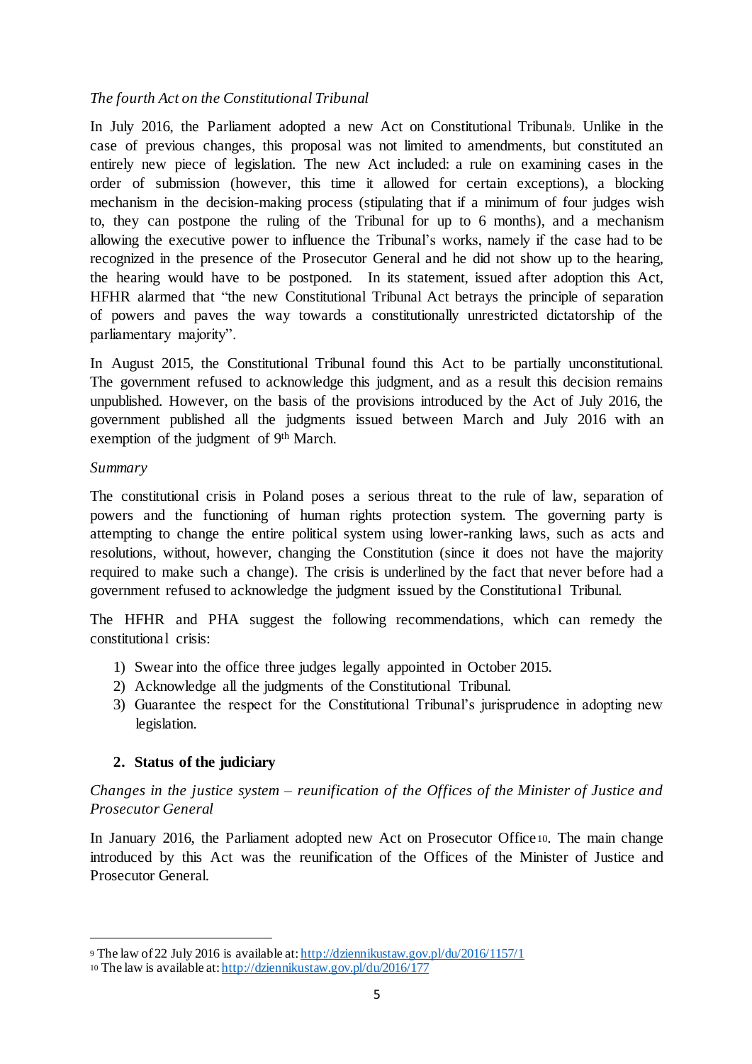*The fourth Act on the Constitutional Tribunal*

In July 2016, the Parliament adopted a new Act on Constitutional Tribunal[9]. Unlike in the case of previous changes, this proposal was not limited to amendments, but constituted an entirely new piece of legislation. The new Act included: a rule on examining cases in the order of submission (however, this time it allowed for certain exceptions), a blocking mechanism in the decision-making process (stipulating that if a minimum of four judges wish to, they can postpone the ruling of the Tribunal for up to 6 months), and a mechanism allowing the executive power to influence the Tribunal's works, namely if the case had to be recognized in the presence of the Prosecutor General and he did not show up to the hearing, the hearing would have to be postponed. In its statement, issued after adoption this Act, HFHR alarmed that "the new Constitutional Tribunal Act betrays the principle of separation of powers and paves the way towards a constitutionally unrestricted dictatorship of the parliamentary majority".

In August 2015, the Constitutional Tribunal found this Act to be partially unconstitutional. The government refused to acknowledge this judgment, and as a result this decision remains unpublished. However, on the basis of the provisions introduced by the Act of July 2016, the government published all the judgments issued between March and July 2016 with an exemption of the judgment of 9th March.

*Summary*

The constitutional crisis in Poland poses a serious threat to the rule of law, separation of powers and the functioning of human rights protection system. The governing party is attempting to change the entire political system using lower-ranking laws, such as acts and resolutions, without, however, changing the Constitution (since it does not have the majority required to make such a change). The crisis is underlined by the fact that never before had a government refused to acknowledge the judgment issued by the Constitutional Tribunal.

The HFHR and PHA suggest the following recommendations, which can remedy the constitutional crisis:

1) Swear into the office three judges legally appointed in October 2015.
2) Acknowledge all the judgments of the Constitutional Tribunal.
3) Guarantee the respect for the Constitutional Tribunal's jurisprudence in adopting new legislation.

## 2. Status of the judiciary

*Changes in the justice system – reunification of the Offices of the Minister of Justice and Prosecutor General*

In January 2016, the Parliament adopted new Act on Prosecutor Office[10]. The main change introduced by this Act was the reunification of the Offices of the Minister of Justice and Prosecutor General.

---

[9] The law of 22 July 2016 is available at: http://dziennikustaw.gov.pl/du/2016/1157/1

[10] The law is available at: http://dziennikustaw.gov.pl/du/2016/177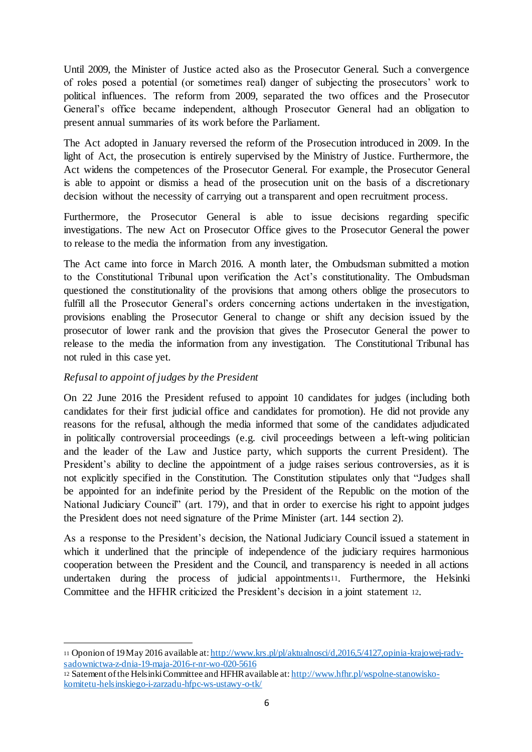Until 2009, the Minister of Justice acted also as the Prosecutor General. Such a convergence of roles posed a potential (or sometimes real) danger of subjecting the prosecutors' work to political influences. The reform from 2009, separated the two offices and the Prosecutor General's office became independent, although Prosecutor General had an obligation to present annual summaries of its work before the Parliament.

The Act adopted in January reversed the reform of the Prosecution introduced in 2009. In the light of Act, the prosecution is entirely supervised by the Ministry of Justice. Furthermore, the Act widens the competences of the Prosecutor General. For example, the Prosecutor General is able to appoint or dismiss a head of the prosecution unit on the basis of a discretionary decision without the necessity of carrying out a transparent and open recruitment process.

Furthermore, the Prosecutor General is able to issue decisions regarding specific investigations. The new Act on Prosecutor Office gives to the Prosecutor General the power to release to the media the information from any investigation.

The Act came into force in March 2016. A month later, the Ombudsman submitted a motion to the Constitutional Tribunal upon verification the Act's constitutionality. The Ombudsman questioned the constitutionality of the provisions that among others oblige the prosecutors to fulfill all the Prosecutor General's orders concerning actions undertaken in the investigation, provisions enabling the Prosecutor General to change or shift any decision issued by the prosecutor of lower rank and the provision that gives the Prosecutor General the power to release to the media the information from any investigation. The Constitutional Tribunal has not ruled in this case yet.

*Refusal to appoint of judges by the President*

On 22 June 2016 the President refused to appoint 10 candidates for judges (including both candidates for their first judicial office and candidates for promotion). He did not provide any reasons for the refusal, although the media informed that some of the candidates adjudicated in politically controversial proceedings (e.g. civil proceedings between a left-wing politician and the leader of the Law and Justice party, which supports the current President). The President's ability to decline the appointment of a judge raises serious controversies, as it is not explicitly specified in the Constitution. The Constitution stipulates only that "Judges shall be appointed for an indefinite period by the President of the Republic on the motion of the National Judiciary Council" (art. 179), and that in order to exercise his right to appoint judges the President does not need signature of the Prime Minister (art. 144 section 2).

As a response to the President's decision, the National Judiciary Council issued a statement in which it underlined that the principle of independence of the judiciary requires harmonious cooperation between the President and the Council, and transparency is needed in all actions undertaken during the process of judicial appointments[11]. Furthermore, the Helsinki Committee and the HFHR criticized the President's decision in a joint statement [12].

---

[11] Oponion of 19 May 2016 available at: http://www.krs.pl/pl/aktualnosci/d,2016,5/4127,opinia-krajowej-rady-sadownictwa-z-dnia-19-maja-2016-r-nr-wo-020-5616

[12] Satement of the Helsinki Committee and HFHR available at: http://www.hfhr.pl/wspolne-stanowisko-komitetu-helsinskiego-i-zarzadu-hfpc-ws-ustawy-o-tk/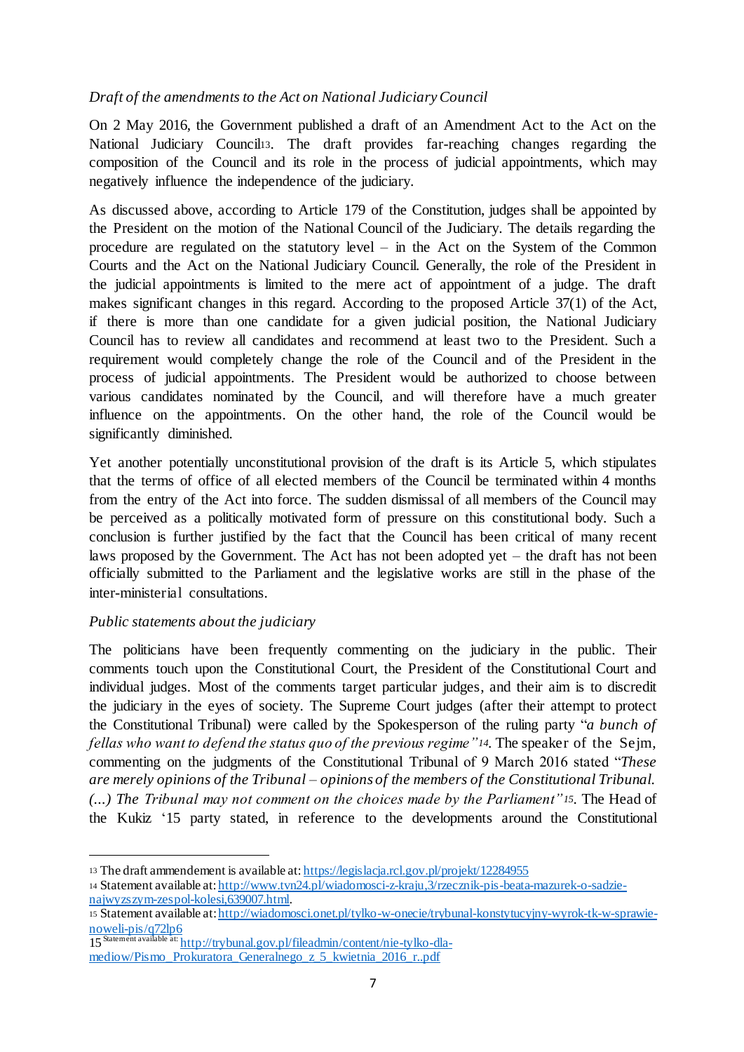*Draft of the amendments to the Act on National Judiciary Council*

On 2 May 2016, the Government published a draft of an Amendment Act to the Act on the National Judiciary Council[13]. The draft provides far-reaching changes regarding the composition of the Council and its role in the process of judicial appointments, which may negatively influence the independence of the judiciary.

As discussed above, according to Article 179 of the Constitution, judges shall be appointed by the President on the motion of the National Council of the Judiciary. The details regarding the procedure are regulated on the statutory level – in the Act on the System of the Common Courts and the Act on the National Judiciary Council. Generally, the role of the President in the judicial appointments is limited to the mere act of appointment of a judge. The draft makes significant changes in this regard. According to the proposed Article 37(1) of the Act, if there is more than one candidate for a given judicial position, the National Judiciary Council has to review all candidates and recommend at least two to the President. Such a requirement would completely change the role of the Council and of the President in the process of judicial appointments. The President would be authorized to choose between various candidates nominated by the Council, and will therefore have a much greater influence on the appointments. On the other hand, the role of the Council would be significantly diminished.

Yet another potentially unconstitutional provision of the draft is its Article 5, which stipulates that the terms of office of all elected members of the Council be terminated within 4 months from the entry of the Act into force. The sudden dismissal of all members of the Council may be perceived as a politically motivated form of pressure on this constitutional body. Such a conclusion is further justified by the fact that the Council has been critical of many recent laws proposed by the Government. The Act has not been adopted yet – the draft has not been officially submitted to the Parliament and the legislative works are still in the phase of the inter-ministerial consultations.

*Public statements about the judiciary*

The politicians have been frequently commenting on the judiciary in the public. Their comments touch upon the Constitutional Court, the President of the Constitutional Court and individual judges. Most of the comments target particular judges, and their aim is to discredit the judiciary in the eyes of society. The Supreme Court judges (after their attempt to protect the Constitutional Tribunal) were called by the Spokesperson of the ruling party "*a bunch of fellas who want to defend the status quo of the previous regime*"[14]. The speaker of the Sejm, commenting on the judgments of the Constitutional Tribunal of 9 March 2016 stated "*These are merely opinions of the Tribunal – opinions of the members of the Constitutional Tribunal. (...) The Tribunal may not comment on the choices made by the Parliament*"[15]. The Head of the Kukiz '15 party stated, in reference to the developments around the Constitutional

---

[13] The draft ammendement is available at: https://legislacja.rcl.gov.pl/projekt/12284955

[14] Statement available at: http://www.tvn24.pl/wiadomosci-z-kraju,3/rzecznik-pis-beata-mazurek-o-sadzie-najwyzszym-zespol-kolesi,639007.html.

[15] Statement available at: http://wiadomosci.onet.pl/tylko-w-onecie/trybunal-konstytucyjny-wyrok-tk-w-sprawie-noweli-pis/q72lp6

15 Statement available at: http://trybunal.gov.pl/fileadmin/content/nie-tylko-dla-mediow/Pismo_Prokuratora_Generalnego_z_5_kwietnia_2016_r..pdf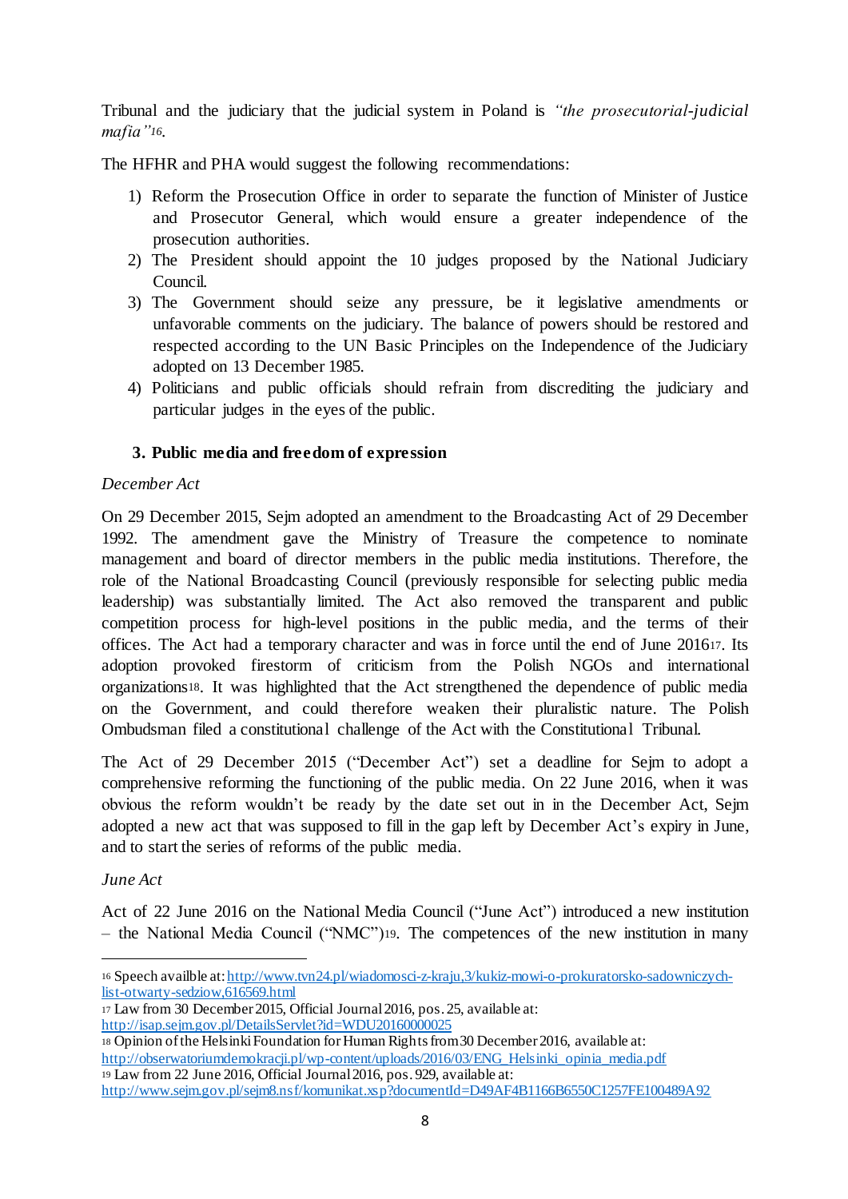Tribunal and the judiciary that the judicial system in Poland is *"the prosecutorial-judicial mafia"*[16].

The HFHR and PHA would suggest the following recommendations:

1) Reform the Prosecution Office in order to separate the function of Minister of Justice and Prosecutor General, which would ensure a greater independence of the prosecution authorities.
2) The President should appoint the 10 judges proposed by the National Judiciary Council.
3) The Government should seize any pressure, be it legislative amendments or unfavorable comments on the judiciary. The balance of powers should be restored and respected according to the UN Basic Principles on the Independence of the Judiciary adopted on 13 December 1985.
4) Politicians and public officials should refrain from discrediting the judiciary and particular judges in the eyes of the public.

### 3. Public media and freedom of expression

*December Act*

On 29 December 2015, Sejm adopted an amendment to the Broadcasting Act of 29 December 1992. The amendment gave the Ministry of Treasure the competence to nominate management and board of director members in the public media institutions. Therefore, the role of the National Broadcasting Council (previously responsible for selecting public media leadership) was substantially limited. The Act also removed the transparent and public competition process for high-level positions in the public media, and the terms of their offices. The Act had a temporary character and was in force until the end of June 2016[17]. Its adoption provoked firestorm of criticism from the Polish NGOs and international organizations[18]. It was highlighted that the Act strengthened the dependence of public media on the Government, and could therefore weaken their pluralistic nature. The Polish Ombudsman filed a constitutional challenge of the Act with the Constitutional Tribunal.

The Act of 29 December 2015 ("December Act") set a deadline for Sejm to adopt a comprehensive reforming the functioning of the public media. On 22 June 2016, when it was obvious the reform wouldn't be ready by the date set out in in the December Act, Sejm adopted a new act that was supposed to fill in the gap left by December Act's expiry in June, and to start the series of reforms of the public media.

*June Act*

Act of 22 June 2016 on the National Media Council ("June Act") introduced a new institution – the National Media Council ("NMC")[19]. The competences of the new institution in many

---

[16] Speech availble at: http://www.tvn24.pl/wiadomosci-z-kraju,3/kukiz-mowi-o-prokuratorsko-sadowniczych-list-otwarty-sedziow,616569.html

[17] Law from 30 December 2015, Official Journal 2016, pos. 25, available at: http://isap.sejm.gov.pl/DetailsServlet?id=WDU20160000025

[18] Opinion of the Helsinki Foundation for Human Rights from 30 December 2016, available at: http://obserwatoriumdemokracji.pl/wp-content/uploads/2016/03/ENG_Helsinki_opinia_media.pdf

[19] Law from 22 June 2016, Official Journal 2016, pos. 929, available at: http://www.sejm.gov.pl/sejm8.nsf/komunikat.xsp?documentId=D49AF4B1166B6550C1257FE100489A92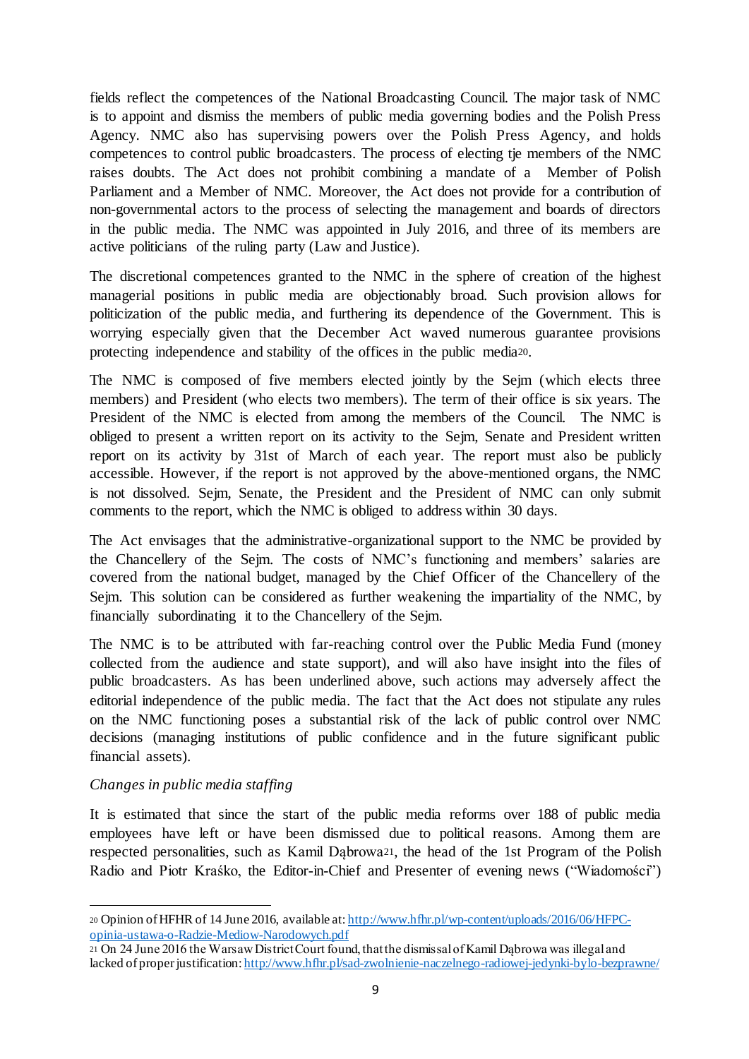fields reflect the competences of the National Broadcasting Council. The major task of NMC is to appoint and dismiss the members of public media governing bodies and the Polish Press Agency. NMC also has supervising powers over the Polish Press Agency, and holds competences to control public broadcasters. The process of electing tje members of the NMC raises doubts. The Act does not prohibit combining a mandate of a Member of Polish Parliament and a Member of NMC. Moreover, the Act does not provide for a contribution of non-governmental actors to the process of selecting the management and boards of directors in the public media. The NMC was appointed in July 2016, and three of its members are active politicians of the ruling party (Law and Justice).

The discretional competences granted to the NMC in the sphere of creation of the highest managerial positions in public media are objectionably broad. Such provision allows for politicization of the public media, and furthering its dependence of the Government. This is worrying especially given that the December Act waved numerous guarantee provisions protecting independence and stability of the offices in the public media[20].

The NMC is composed of five members elected jointly by the Sejm (which elects three members) and President (who elects two members). The term of their office is six years. The President of the NMC is elected from among the members of the Council. The NMC is obliged to present a written report on its activity to the Sejm, Senate and President written report on its activity by 31st of March of each year. The report must also be publicly accessible. However, if the report is not approved by the above-mentioned organs, the NMC is not dissolved. Sejm, Senate, the President and the President of NMC can only submit comments to the report, which the NMC is obliged to address within 30 days.

The Act envisages that the administrative-organizational support to the NMC be provided by the Chancellery of the Sejm. The costs of NMC's functioning and members' salaries are covered from the national budget, managed by the Chief Officer of the Chancellery of the Sejm. This solution can be considered as further weakening the impartiality of the NMC, by financially subordinating it to the Chancellery of the Sejm.

The NMC is to be attributed with far-reaching control over the Public Media Fund (money collected from the audience and state support), and will also have insight into the files of public broadcasters. As has been underlined above, such actions may adversely affect the editorial independence of the public media. The fact that the Act does not stipulate any rules on the NMC functioning poses a substantial risk of the lack of public control over NMC decisions (managing institutions of public confidence and in the future significant public financial assets).

*Changes in public media staffing*

It is estimated that since the start of the public media reforms over 188 of public media employees have left or have been dismissed due to political reasons. Among them are respected personalities, such as Kamil Dąbrowa[21], the head of the 1st Program of the Polish Radio and Piotr Kraśko, the Editor-in-Chief and Presenter of evening news ("Wiadomości")

---

[20] Opinion of HFHR of 14 June 2016, available at: http://www.hfhr.pl/wp-content/uploads/2016/06/HFPC-opinia-ustawa-o-Radzie-Mediow-Narodowych.pdf

[21] On 24 June 2016 the Warsaw District Court found, that the dismissal of Kamil Dąbrowa was illegal and lacked of proper justification: http://www.hfhr.pl/sad-zwolnienie-naczelnego-radiowej-jedynki-bylo-bezprawne/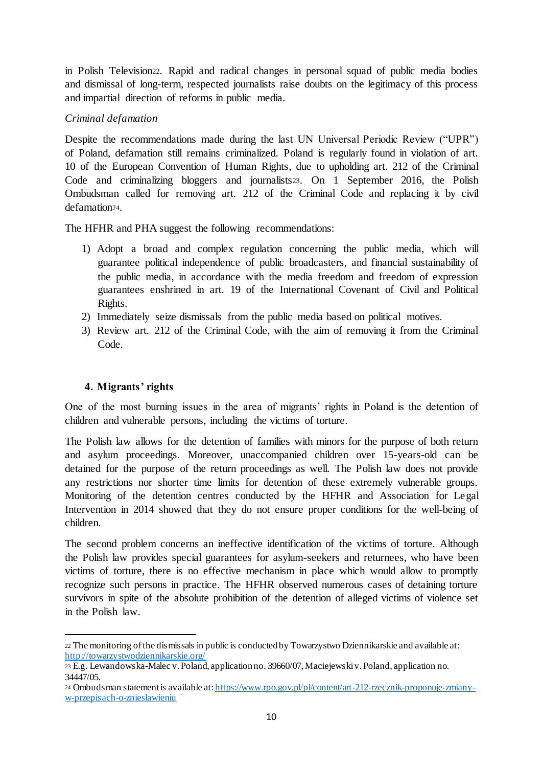in Polish Television[22]. Rapid and radical changes in personal squad of public media bodies and dismissal of long-term, respected journalists raise doubts on the legitimacy of this process and impartial direction of reforms in public media.

*Criminal defamation*

Despite the recommendations made during the last UN Universal Periodic Review ("UPR") of Poland, defamation still remains criminalized. Poland is regularly found in violation of art. 10 of the European Convention of Human Rights, due to upholding art. 212 of the Criminal Code and criminalizing bloggers and journalists[23]. On 1 September 2016, the Polish Ombudsman called for removing art. 212 of the Criminal Code and replacing it by civil defamation[24].

The HFHR and PHA suggest the following recommendations:

1) Adopt a broad and complex regulation concerning the public media, which will guarantee political independence of public broadcasters, and financial sustainability of the public media, in accordance with the media freedom and freedom of expression guarantees enshrined in art. 19 of the International Covenant of Civil and Political Rights.
2) Immediately seize dismissals from the public media based on political motives.
3) Review art. 212 of the Criminal Code, with the aim of removing it from the Criminal Code.

## 4. Migrants' rights

One of the most burning issues in the area of migrants' rights in Poland is the detention of children and vulnerable persons, including the victims of torture.

The Polish law allows for the detention of families with minors for the purpose of both return and asylum proceedings. Moreover, unaccompanied children over 15-years-old can be detained for the purpose of the return proceedings as well. The Polish law does not provide any restrictions nor shorter time limits for detention of these extremely vulnerable groups. Monitoring of the detention centres conducted by the HFHR and Association for Legal Intervention in 2014 showed that they do not ensure proper conditions for the well-being of children.

The second problem concerns an ineffective identification of the victims of torture. Although the Polish law provides special guarantees for asylum-seekers and returnees, who have been victims of torture, there is no effective mechanism in place which would allow to promptly recognize such persons in practice. The HFHR observed numerous cases of detaining torture survivors in spite of the absolute prohibition of the detention of alleged victims of violence set in the Polish law.

---

[22] The monitoring of the dismissals in public is conducted by Towarzystwo Dziennikarskie and available at: http://towarzystwodziennikarskie.org/

[23] E.g. Lewandowska-Malec v. Poland, application no. 39660/07, Maciejewski v. Poland, application no. 34447/05.

[24] Ombudsman statement is available at: https://www.rpo.gov.pl/pl/content/art-212-rzecznik-proponuje-zmiany-w-przepisach-o-znieslawieniu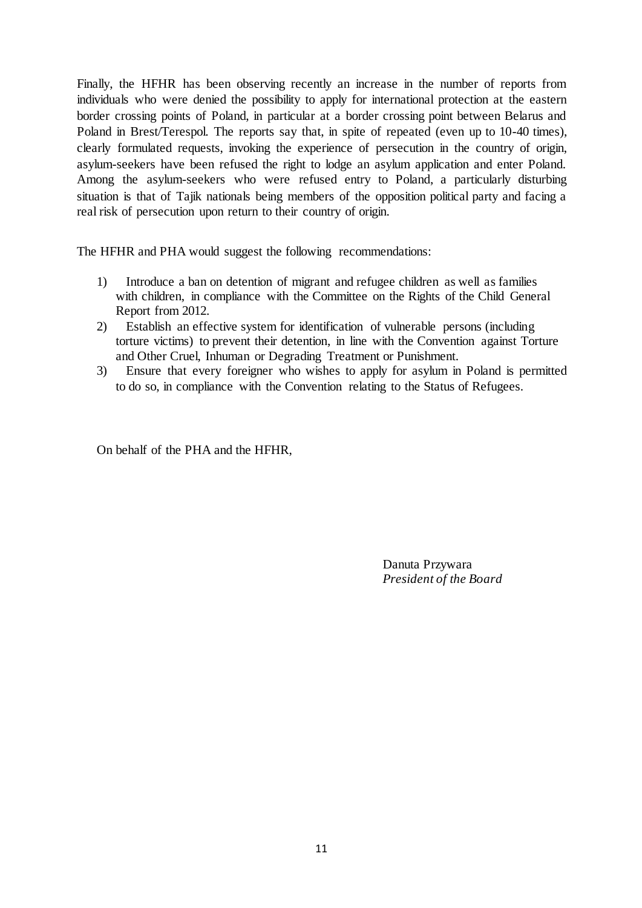Finally, the HFHR has been observing recently an increase in the number of reports from individuals who were denied the possibility to apply for international protection at the eastern border crossing points of Poland, in particular at a border crossing point between Belarus and Poland in Brest/Terespol. The reports say that, in spite of repeated (even up to 10-40 times), clearly formulated requests, invoking the experience of persecution in the country of origin, asylum-seekers have been refused the right to lodge an asylum application and enter Poland. Among the asylum-seekers who were refused entry to Poland, a particularly disturbing situation is that of Tajik nationals being members of the opposition political party and facing a real risk of persecution upon return to their country of origin.

The HFHR and PHA would suggest the following recommendations:

1) Introduce a ban on detention of migrant and refugee children as well as families with children, in compliance with the Committee on the Rights of the Child General Report from 2012.
2) Establish an effective system for identification of vulnerable persons (including torture victims) to prevent their detention, in line with the Convention against Torture and Other Cruel, Inhuman or Degrading Treatment or Punishment.
3) Ensure that every foreigner who wishes to apply for asylum in Poland is permitted to do so, in compliance with the Convention relating to the Status of Refugees.

On behalf of the PHA and the HFHR,

Danuta Przywara
*President of the Board*